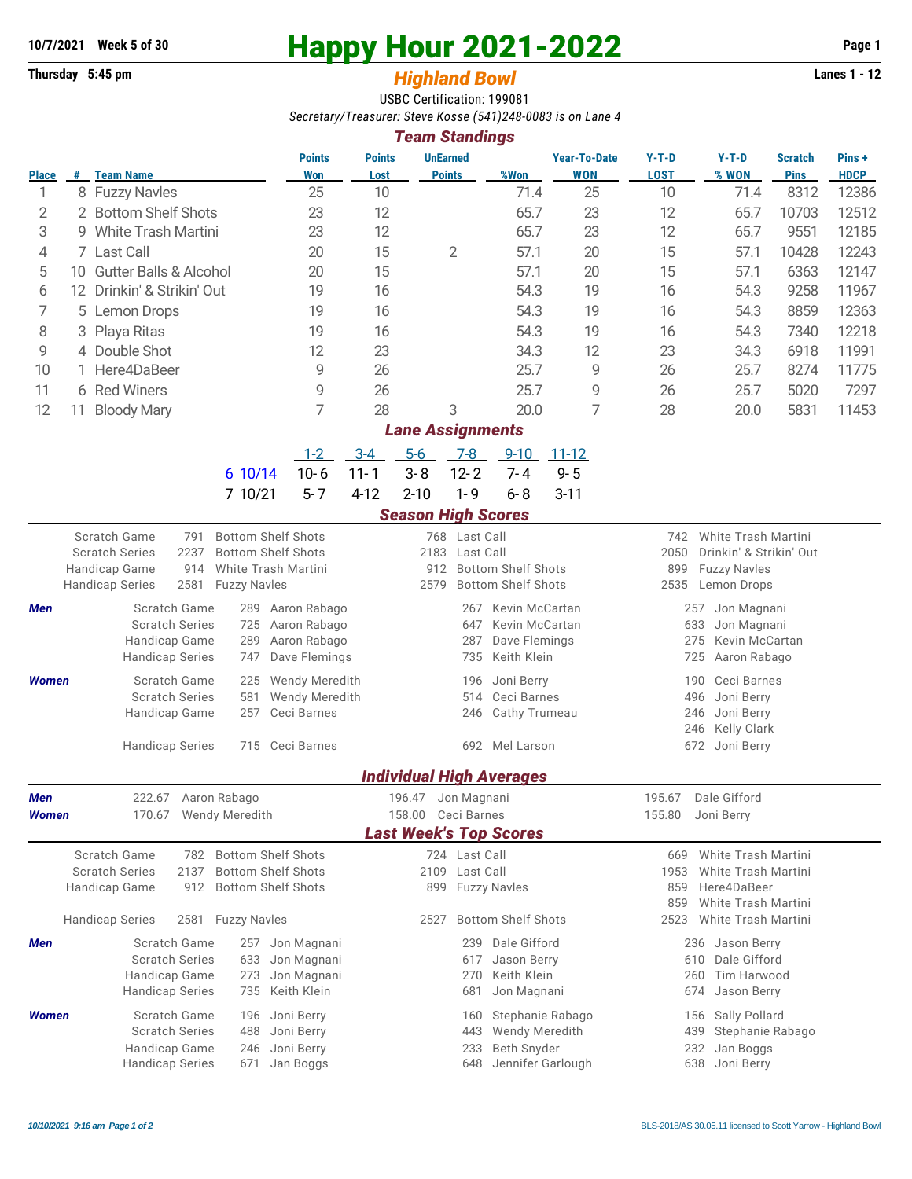**10/7/2021 Week 5 of 30**

# Happy Hour 2021-2022

**Thursday 5:45 pm**

## *Highland Bowl*

**Lanes 1 - 12**

USBC Certification: 199081

*Secretary/Treasurer: Steve Kosse (541)248-0083 is on Lane 4*

## *Team Standings*

| Place | # | Team Name | Points Won | Points Lost | UnEarned Points | %Won | Year-To-Date WON | Y-T-D LOST | Y-T-D % WON | Scratch Pins | Pins + HDCP |
|---|---|---|---|---|---|---|---|---|---|---|---|
| 1 | 8 | Fuzzy Navles | 25 | 10 | | 71.4 | 25 | 10 | 71.4 | 8312 | 12386 |
| 2 | 2 | Bottom Shelf Shots | 23 | 12 | | 65.7 | 23 | 12 | 65.7 | 10703 | 12512 |
| 3 | 9 | White Trash Martini | 23 | 12 | | 65.7 | 23 | 12 | 65.7 | 9551 | 12185 |
| 4 | 7 | Last Call | 20 | 15 | 2 | 57.1 | 20 | 15 | 57.1 | 10428 | 12243 |
| 5 | 10 | Gutter Balls & Alcohol | 20 | 15 | | 57.1 | 20 | 15 | 57.1 | 6363 | 12147 |
| 6 | 12 | Drinkin' & Strikin' Out | 19 | 16 | | 54.3 | 19 | 16 | 54.3 | 9258 | 11967 |
| 7 | 5 | Lemon Drops | 19 | 16 | | 54.3 | 19 | 16 | 54.3 | 8859 | 12363 |
| 8 | 3 | Playa Ritas | 19 | 16 | | 54.3 | 19 | 16 | 54.3 | 7340 | 12218 |
| 9 | 4 | Double Shot | 12 | 23 | | 34.3 | 12 | 23 | 34.3 | 6918 | 11991 |
| 10 | 1 | Here4DaBeer | 9 | 26 | | 25.7 | 9 | 26 | 25.7 | 8274 | 11775 |
| 11 | 6 | Red Winers | 9 | 26 | | 25.7 | 9 | 26 | 25.7 | 5020 | 7297 |
| 12 | 11 | Bloody Mary | 7 | 28 | 3 | 20.0 | 7 | 28 | 20.0 | 5831 | 11453 |

## *Lane Assignments*

| | 1-2 | 3-4 | 5-6 | 7-8 | 9-10 | 11-12 |
|---|---|---|---|---|---|---|
| 6 10/14 | 10- 6 | 11- 1 | 3- 8 | 12- 2 | 7- 4 | 9- 5 |
| 7 10/21 | 5- 7 | 4-12 | 2-10 | 1- 9 | 6- 8 | 3-11 |

## *Season High Scores*

| | | | | | | |
|---|---|---|---|---|---|---|
| Scratch Game | 791 | Bottom Shelf Shots | 768 | Last Call | 742 | White Trash Martini |
| Scratch Series | 2237 | Bottom Shelf Shots | 2183 | Last Call | 2050 | Drinkin' & Strikin' Out |
| Handicap Game | 914 | White Trash Martini | 912 | Bottom Shelf Shots | 899 | Fuzzy Navles |
| Handicap Series | 2581 | Fuzzy Navles | 2579 | Bottom Shelf Shots | 2535 | Lemon Drops |

| | | | | | | | |
|---|---|---|---|---|---|---|---|
| ***Men*** | Scratch Game | 289 | Aaron Rabago | 267 | Kevin McCartan | 257 | Jon Magnani |
| | Scratch Series | 725 | Aaron Rabago | 647 | Kevin McCartan | 633 | Jon Magnani |
| | Handicap Game | 289 | Aaron Rabago | 287 | Dave Flemings | 275 | Kevin McCartan |
| | Handicap Series | 747 | Dave Flemings | 735 | Keith Klein | 725 | Aaron Rabago |
| ***Women*** | Scratch Game | 225 | Wendy Meredith | 196 | Joni Berry | 190 | Ceci Barnes |
| | Scratch Series | 581 | Wendy Meredith | 514 | Ceci Barnes | 496 | Joni Berry |
| | Handicap Game | 257 | Ceci Barnes | 246 | Cathy Trumeau | 246 | Joni Berry |
| | | | | | | 246 | Kelly Clark |
| | Handicap Series | 715 | Ceci Barnes | 692 | Mel Larson | 672 | Joni Berry |

## *Individual High Averages*

| | | | | | | |
|---|---|---|---|---|---|---|
| ***Men*** | 222.67 | Aaron Rabago | 196.47 | Jon Magnani | 195.67 | Dale Gifford |
| ***Women*** | 170.67 | Wendy Meredith | 158.00 | Ceci Barnes | 155.80 | Joni Berry |

## *Last Week's Top Scores*

| | | | | | | |
|---|---|---|---|---|---|---|
| Scratch Game | 782 | Bottom Shelf Shots | 724 | Last Call | 669 | White Trash Martini |
| Scratch Series | 2137 | Bottom Shelf Shots | 2109 | Last Call | 1953 | White Trash Martini |
| Handicap Game | 912 | Bottom Shelf Shots | 899 | Fuzzy Navles | 859 | Here4DaBeer |
| | | | | | 859 | White Trash Martini |
| Handicap Series | 2581 | Fuzzy Navles | 2527 | Bottom Shelf Shots | 2523 | White Trash Martini |

| | | | | | | | |
|---|---|---|---|---|---|---|---|
| ***Men*** | Scratch Game | 257 | Jon Magnani | 239 | Dale Gifford | 236 | Jason Berry |
| | Scratch Series | 633 | Jon Magnani | 617 | Jason Berry | 610 | Dale Gifford |
| | Handicap Game | 273 | Jon Magnani | 270 | Keith Klein | 260 | Tim Harwood |
| | Handicap Series | 735 | Keith Klein | 681 | Jon Magnani | 674 | Jason Berry |
| ***Women*** | Scratch Game | 196 | Joni Berry | 160 | Stephanie Rabago | 156 | Sally Pollard |
| | Scratch Series | 488 | Joni Berry | 443 | Wendy Meredith | 439 | Stephanie Rabago |
| | Handicap Game | 246 | Joni Berry | 233 | Beth Snyder | 232 | Jan Boggs |
| | Handicap Series | 671 | Jan Boggs | 648 | Jennifer Garlough | 638 | Joni Berry |

*10/10/2021 9:16 am*

BLS-2018/AS 30.05.11 licensed to Scott Yarrow - Highland Bowl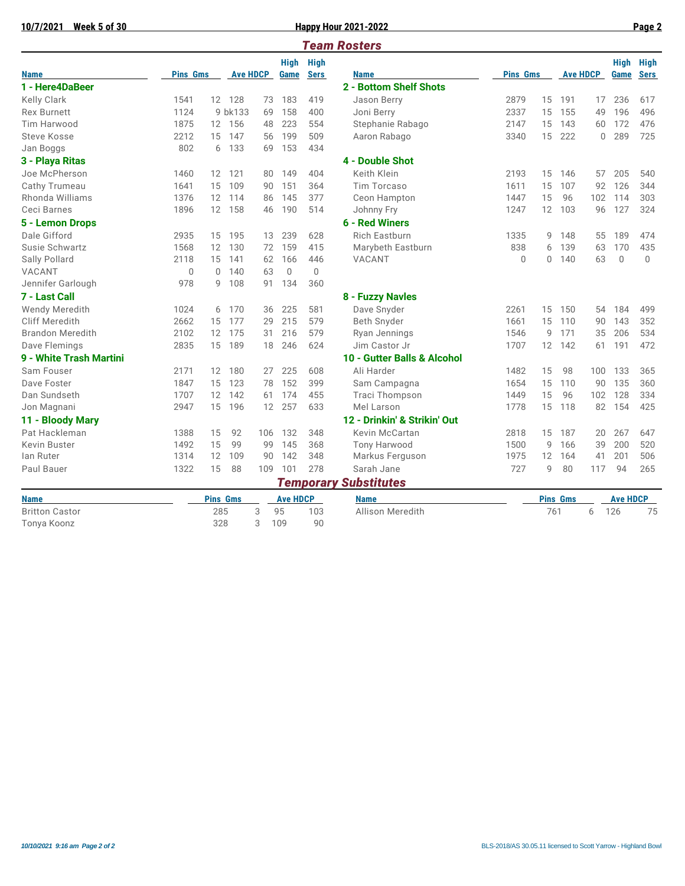## Team Rosters

| Name | Pins | Gms | Ave | HDCP | High Game | High Sers |
|---|---|---|---|---|---|---|
| **1 - Here4DaBeer** | | | | | | |
| Kelly Clark | 1541 | 12 | 128 | 73 | 183 | 419 |
| Rex Burnett | 1124 | 9 | bk133 | 69 | 158 | 400 |
| Tim Harwood | 1875 | 12 | 156 | 48 | 223 | 554 |
| Steve Kosse | 2212 | 15 | 147 | 56 | 199 | 509 |
| Jan Boggs | 802 | 6 | 133 | 69 | 153 | 434 |
| **2 - Bottom Shelf Shots** | | | | | | |
| Jason Berry | 2879 | 15 | 191 | 17 | 236 | 617 |
| Joni Berry | 2337 | 15 | 155 | 49 | 196 | 496 |
| Stephanie Rabago | 2147 | 15 | 143 | 60 | 172 | 476 |
| Aaron Rabago | 3340 | 15 | 222 | 0 | 289 | 725 |
| **3 - Playa Ritas** | | | | | | |
| Joe McPherson | 1460 | 12 | 121 | 80 | 149 | 404 |
| Cathy Trumeau | 1641 | 15 | 109 | 90 | 151 | 364 |
| Rhonda Williams | 1376 | 12 | 114 | 86 | 145 | 377 |
| Ceci Barnes | 1896 | 12 | 158 | 46 | 190 | 514 |
| **4 - Double Shot** | | | | | | |
| Keith Klein | 2193 | 15 | 146 | 57 | 205 | 540 |
| Tim Torcaso | 1611 | 15 | 107 | 92 | 126 | 344 |
| Ceon Hampton | 1447 | 15 | 96 | 102 | 114 | 303 |
| Johnny Fry | 1247 | 12 | 103 | 96 | 127 | 324 |
| **5 - Lemon Drops** | | | | | | |
| Dale Gifford | 2935 | 15 | 195 | 13 | 239 | 628 |
| Susie Schwartz | 1568 | 12 | 130 | 72 | 159 | 415 |
| Sally Pollard | 2118 | 15 | 141 | 62 | 166 | 446 |
| VACANT | 0 | 0 | 140 | 63 | 0 | 0 |
| Jennifer Garlough | 978 | 9 | 108 | 91 | 134 | 360 |
| **6 - Red Winers** | | | | | | |
| Rich Eastburn | 1335 | 9 | 148 | 55 | 189 | 474 |
| Marybeth Eastburn | 838 | 6 | 139 | 63 | 170 | 435 |
| VACANT | 0 | 0 | 140 | 63 | 0 | 0 |
| **7 - Last Call** | | | | | | |
| Wendy Meredith | 1024 | 6 | 170 | 36 | 225 | 581 |
| Cliff Meredith | 2662 | 15 | 177 | 29 | 215 | 579 |
| Brandon Meredith | 2102 | 12 | 175 | 31 | 216 | 579 |
| Dave Flemings | 2835 | 15 | 189 | 18 | 246 | 624 |
| **8 - Fuzzy Navles** | | | | | | |
| Dave Snyder | 2261 | 15 | 150 | 54 | 184 | 499 |
| Beth Snyder | 1661 | 15 | 110 | 90 | 143 | 352 |
| Ryan Jennings | 1546 | 9 | 171 | 35 | 206 | 534 |
| Jim Castor Jr | 1707 | 12 | 142 | 61 | 191 | 472 |
| **9 - White Trash Martini** | | | | | | |
| Sam Fouser | 2171 | 12 | 180 | 27 | 225 | 608 |
| Dave Foster | 1847 | 15 | 123 | 78 | 152 | 399 |
| Dan Sundseth | 1707 | 12 | 142 | 61 | 174 | 455 |
| Jon Magnani | 2947 | 15 | 196 | 12 | 257 | 633 |
| **10 - Gutter Balls & Alcohol** | | | | | | |
| Ali Harder | 1482 | 15 | 98 | 100 | 133 | 365 |
| Sam Campagna | 1654 | 15 | 110 | 90 | 135 | 360 |
| Traci Thompson | 1449 | 15 | 96 | 102 | 128 | 334 |
| Mel Larson | 1778 | 15 | 118 | 82 | 154 | 425 |
| **11 - Bloody Mary** | | | | | | |
| Pat Hackleman | 1388 | 15 | 92 | 106 | 132 | 348 |
| Kevin Buster | 1492 | 15 | 99 | 99 | 145 | 368 |
| Ian Ruter | 1314 | 12 | 109 | 90 | 142 | 348 |
| Paul Bauer | 1322 | 15 | 88 | 109 | 101 | 278 |
| **12 - Drinkin' & Strikin' Out** | | | | | | |
| Kevin McCartan | 2818 | 15 | 187 | 20 | 267 | 647 |
| Tony Harwood | 1500 | 9 | 166 | 39 | 200 | 520 |
| Markus Ferguson | 1975 | 12 | 164 | 41 | 201 | 506 |
| Sarah Jane | 727 | 9 | 80 | 117 | 94 | 265 |

## Temporary Substitutes

| Name | Pins | Gms | Ave | HDCP |
|---|---|---|---|---|
| Britton Castor | 285 | 3 | 95 | 103 |
| Tonya Koonz | 328 | 3 | 109 | 90 |
| Allison Meredith | 761 | 6 | 126 | 75 |